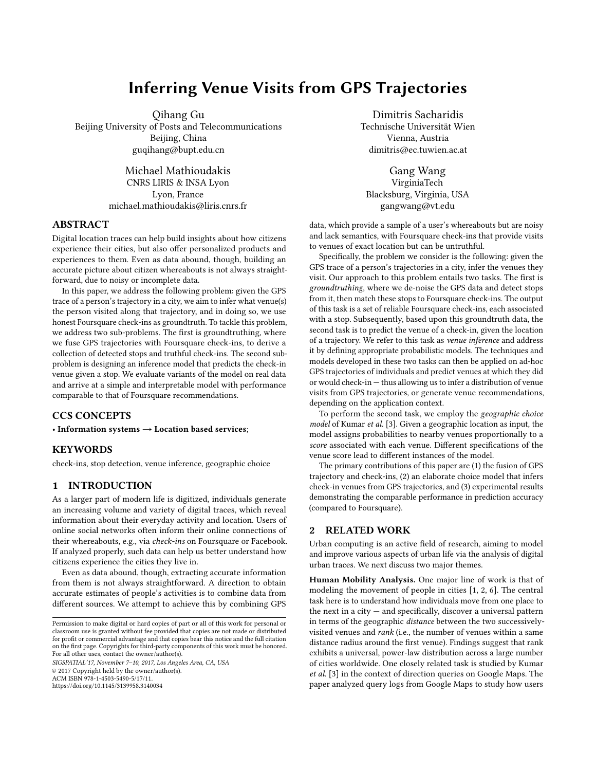# Inferring Venue Visits from GPS Trajectories

Qihang Gu
Beijing University of Posts and Telecommunications
Beijing, China
guqihang@bupt.edu.cn

Dimitris Sacharidis
Technische Universität Wien
Vienna, Austria
dimitris@ec.tuwien.ac.at

Michael Mathioudakis
CNRS LIRIS & INSA Lyon
Lyon, France
michael.mathioudakis@liris.cnrs.fr

Gang Wang
VirginiaTech
Blacksburg, Virginia, USA
gangwang@vt.edu

## ABSTRACT

Digital location traces can help build insights about how citizens experience their cities, but also offer personalized products and experiences to them. Even as data abound, though, building an accurate picture about citizen whereabouts is not always straightforward, due to noisy or incomplete data.

In this paper, we address the following problem: given the GPS trace of a person's trajectory in a city, we aim to infer what venue(s) the person visited along that trajectory, and in doing so, we use honest Foursquare check-ins as groundtruth. To tackle this problem, we address two sub-problems. The first is groundtruthing, where we fuse GPS trajectories with Foursquare check-ins, to derive a collection of detected stops and truthful check-ins. The second sub-problem is designing an inference model that predicts the check-in venue given a stop. We evaluate variants of the model on real data and arrive at a simple and interpretable model with performance comparable to that of Foursquare recommendations.

## CCS CONCEPTS

• **Information systems → Location based services**;

## KEYWORDS

check-ins, stop detection, venue inference, geographic choice

## 1 INTRODUCTION

As a larger part of modern life is digitized, individuals generate an increasing volume and variety of digital traces, which reveal information about their everyday activity and location. Users of online social networks often inform their online connections of their whereabouts, e.g., via *check-ins* on Foursquare or Facebook. If analyzed properly, such data can help us better understand how citizens experience the cities they live in.

Even as data abound, though, extracting accurate information from them is not always straightforward. A direction to obtain accurate estimates of people's activities is to combine data from different sources. We attempt to achieve this by combining GPS data, which provide a sample of a user's whereabouts but are noisy and lack semantics, with Foursquare check-ins that provide visits to venues of exact location but can be untruthful.

Specifically, the problem we consider is the following: given the GPS trace of a person's trajectories in a city, infer the venues they visit. Our approach to this problem entails two tasks. The first is *groundtruthing*, where we de-noise the GPS data and detect stops from it, then match these stops to Foursquare check-ins. The output of this task is a set of reliable Foursquare check-ins, each associated with a stop. Subsequently, based upon this groundtruth data, the second task is to predict the venue of a check-in, given the location of a trajectory. We refer to this task as *venue inference* and address it by defining appropriate probabilistic models. The techniques and models developed in these two tasks can then be applied on ad-hoc GPS trajectories of individuals and predict venues at which they did or would check-in — thus allowing us to infer a distribution of venue visits from GPS trajectories, or generate venue recommendations, depending on the application context.

To perform the second task, we employ the *geographic choice model* of Kumar *et al.* [3]. Given a geographic location as input, the model assigns probabilities to nearby venues proportionally to a *score* associated with each venue. Different specifications of the venue score lead to different instances of the model.

The primary contributions of this paper are (1) the fusion of GPS trajectory and check-ins, (2) an elaborate choice model that infers check-in venues from GPS trajectories, and (3) experimental results demonstrating the comparable performance in prediction accuracy (compared to Foursquare).

## 2 RELATED WORK

Urban computing is an active field of research, aiming to model and improve various aspects of urban life via the analysis of digital urban traces. We next discuss two major themes.

**Human Mobility Analysis.** One major line of work is that of modeling the movement of people in cities [1, 2, 6]. The central task here is to understand how individuals move from one place to the next in a city — and specifically, discover a universal pattern in terms of the geographic *distance* between the two successively-visited venues and *rank* (i.e., the number of venues within a same distance radius around the first venue). Findings suggest that rank exhibits a universal, power-law distribution across a large number of cities worldwide. One closely related task is studied by Kumar *et al.* [3] in the context of direction queries on Google Maps. The paper analyzed query logs from Google Maps to study how users

Permission to make digital or hard copies of part or all of this work for personal or classroom use is granted without fee provided that copies are not made or distributed for profit or commercial advantage and that copies bear this notice and the full citation on the first page. Copyrights for third-party components of this work must be honored. For all other uses, contact the owner/author(s).
SIGSPATIAL'17, November 7–10, 2017, Los Angeles Area, CA, USA
© 2017 Copyright held by the owner/author(s).
ACM ISBN 978-1-4503-5490-5/17/11.
https://doi.org/10.1145/3139958.3140034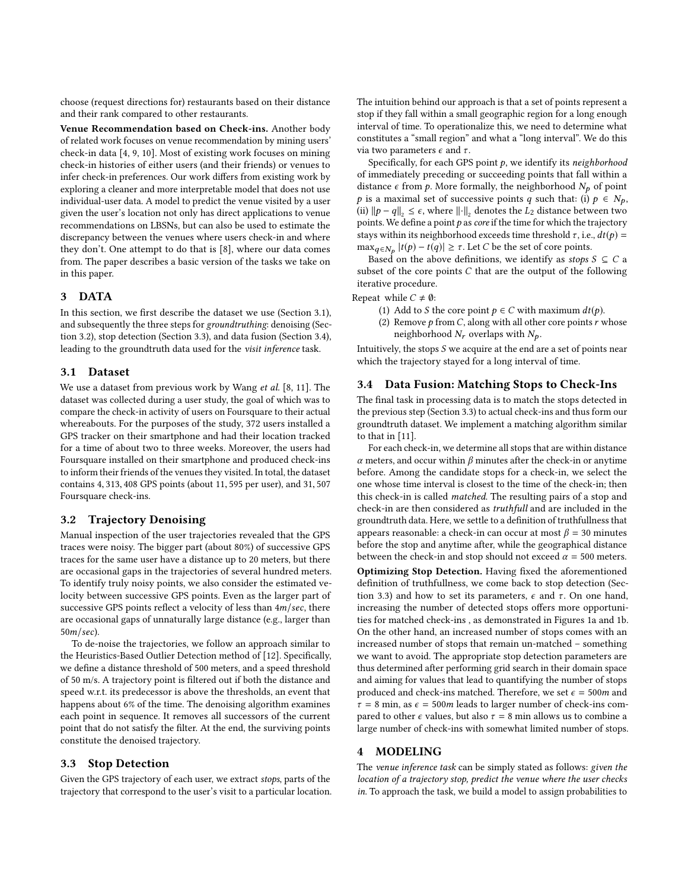choose (request directions for) restaurants based on their distance and their rank compared to other restaurants.

**Venue Recommendation based on Check-ins.** Another body of related work focuses on venue recommendation by mining users' check-in data [4, 9, 10]. Most of existing work focuses on mining check-in histories of either users (and their friends) or venues to infer check-in preferences. Our work differs from existing work by exploring a cleaner and more interpretable model that does not use individual-user data. A model to predict the venue visited by a user given the user's location not only has direct applications to venue recommendations on LBSNs, but can also be used to estimate the discrepancy between the venues where users check-in and where they don't. One attempt to do that is [8], where our data comes from. The paper describes a basic version of the tasks we take on in this paper.

## 3 DATA

In this section, we first describe the dataset we use (Section 3.1), and subsequently the three steps for *groundtruthing*: denoising (Section 3.2), stop detection (Section 3.3), and data fusion (Section 3.4), leading to the groundtruth data used for the *visit inference* task.

### 3.1 Dataset

We use a dataset from previous work by Wang *et al.* [8, 11]. The dataset was collected during a user study, the goal of which was to compare the check-in activity of users on Foursquare to their actual whereabouts. For the purposes of the study, 372 users installed a GPS tracker on their smartphone and had their location tracked for a time of about two to three weeks. Moreover, the users had Foursquare installed on their smartphone and produced check-ins to inform their friends of the venues they visited. In total, the dataset contains 4, 313, 408 GPS points (about 11, 595 per user), and 31, 507 Foursquare check-ins.

### 3.2 Trajectory Denoising

Manual inspection of the user trajectories revealed that the GPS traces were noisy. The bigger part (about 80%) of successive GPS traces for the same user have a distance up to 20 meters, but there are occasional gaps in the trajectories of several hundred meters. To identify truly noisy points, we also consider the estimated velocity between successive GPS points. Even as the larger part of successive GPS points reflect a velocity of less than $4m/sec$, there are occasional gaps of unnaturally large distance (e.g., larger than $50m/sec$).

To de-noise the trajectories, we follow an approach similar to the Heuristics-Based Outlier Detection method of [12]. Specifically, we define a distance threshold of 500 meters, and a speed threshold of 50 m/s. A trajectory point is filtered out if both the distance and speed w.r.t. its predecessor is above the thresholds, an event that happens about 6% of the time. The denoising algorithm examines each point in sequence. It removes all successors of the current point that do not satisfy the filter. At the end, the surviving points constitute the denoised trajectory.

### 3.3 Stop Detection

Given the GPS trajectory of each user, we extract *stops*, parts of the trajectory that correspond to the user's visit to a particular location. The intuition behind our approach is that a set of points represent a stop if they fall within a small geographic region for a long enough interval of time. To operationalize this, we need to determine what constitutes a "small region" and what a "long interval". We do this via two parameters $\epsilon$ and $\tau$.

Specifically, for each GPS point $p$, we identify its *neighborhood* of immediately preceding or succeeding points that fall within a distance $\epsilon$ from $p$. More formally, the neighborhood $N_p$ of point $p$ is a maximal set of successive points $q$ such that: (i) $p \in N_p$, (ii) $\|p - q\|_2 \leq \epsilon$, where $\|\cdot\|_2$ denotes the $L_2$ distance between two points. We define a point $p$ as *core* if the time for which the trajectory stays within its neighborhood exceeds time threshold $\tau$, i.e., $dt(p) = \max_{q \in N_p} |t(p) - t(q)| \geq \tau$. Let $C$ be the set of core points.

Based on the above definitions, we identify as *stops* $S \subseteq C$ a subset of the core points $C$ that are the output of the following iterative procedure.

Repeat while $C \neq \emptyset$:

1. Add to $S$ the core point $p \in C$ with maximum $dt(p)$.
2. Remove $p$ from $C$, along with all other core points $r$ whose neighborhood $N_r$ overlaps with $N_p$.

Intuitively, the stops $S$ we acquire at the end are a set of points near which the trajectory stayed for a long interval of time.

### 3.4 Data Fusion: Matching Stops to Check-Ins

The final task in processing data is to match the stops detected in the previous step (Section 3.3) to actual check-ins and thus form our groundtruth dataset. We implement a matching algorithm similar to that in [11].

For each check-in, we determine all stops that are within distance $\alpha$ meters, and occur within $\beta$ minutes after the check-in or anytime before. Among the candidate stops for a check-in, we select the one whose time interval is closest to the time of the check-in; then this check-in is called *matched*. The resulting pairs of a stop and check-in are then considered as *truthfull* and are included in the groundtruth data. Here, we settle to a definition of truthfullness that appears reasonable: a check-in can occur at most $\beta = 30$ minutes before the stop and anytime after, while the geographical distance between the check-in and stop should not exceed $\alpha = 500$ meters.

**Optimizing Stop Detection.** Having fixed the aforementioned definition of truthfullness, we come back to stop detection (Section 3.3) and how to set its parameters, $\epsilon$ and $\tau$. On one hand, increasing the number of detected stops offers more opportunities for matched check-ins , as demonstrated in Figures 1a and 1b. On the other hand, an increased number of stops comes with an increased number of stops that remain un-matched – something we want to avoid. The appropriate stop detection parameters are thus determined after performing grid search in their domain space and aiming for values that lead to quantifying the number of stops produced and check-ins matched. Therefore, we set $\epsilon = 500m$ and $\tau = 8$ min, as $\epsilon = 500m$ leads to larger number of check-ins compared to other $\epsilon$ values, but also $\tau = 8$ min allows us to combine a large number of check-ins with somewhat limited number of stops.

## 4 MODELING

The *venue inference task* can be simply stated as follows: *given the location of a trajectory stop, predict the venue where the user checks in.* To approach the task, we build a model to assign probabilities to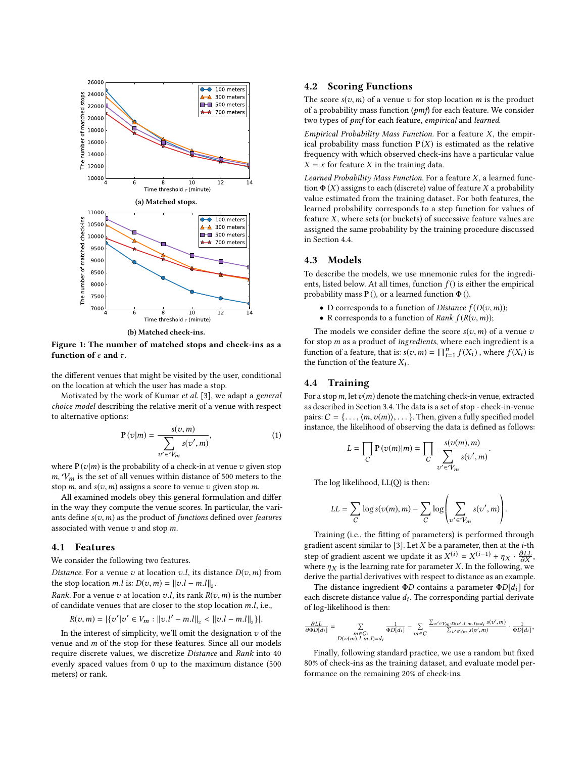(a) Matched stops.

(b) Matched check-ins.

**Figure 1: The number of matched stops and check-ins as a function of $\epsilon$ and $\tau$.**

the different venues that might be visited by the user, conditional on the location at which the user has made a stop.

Motivated by the work of Kumar *et al.* [3], we adapt a *general choice model* describing the relative merit of a venue with respect to alternative options:

$$\mathbf{P}(v|m) = \frac{s(v,m)}{\sum_{v' \in \mathcal{V}_m} s(v',m)}, \tag{1}$$

where $\mathbf{P}(v|m)$ is the probability of a check-in at venue $v$ given stop $m$, $\mathcal{V}_m$ is the set of all venues within distance of 500 meters to the stop $m$, and $s(v,m)$ assigns a score to venue $v$ given stop $m$.

All examined models obey this general formulation and differ in the way they compute the venue scores. In particular, the variants define $s(v,m)$ as the product of *functions* defined over *features* associated with venue $v$ and stop $m$.

## 4.1 Features

We consider the following two features.

*Distance.* For a venue $v$ at location $v.l$, its distance $D(v,m)$ from the stop location $m.l$ is: $D(v,m) = \|v.l - m.l\|_2$.

*Rank.* For a venue $v$ at location $v.l$, its rank $R(v,m)$ is the number of candidate venues that are closer to the stop location $m.l$, i.e.,

$$R(v,m) = |\{v' | v' \in V_m : \|v.l' - m.l\|_2 < \|v.l - m.l\|_2\}|.$$

In the interest of simplicity, we'll omit the designation $v$ of the venue and $m$ of the stop for these features. Since all our models require discrete values, we discretize *Distance* and *Rank* into 40 evenly spaced values from 0 up to the maximum distance (500 meters) or rank.

## 4.2 Scoring Functions

The score $s(v,m)$ of a venue $v$ for stop location $m$ is the product of a probability mass function (*pmf*) for each feature. We consider two types of *pmf* for each feature, *empirical* and *learned*.

*Empirical Probability Mass Function.* For a feature $X$, the empirical probability mass function $\mathbf{P}(X)$ is estimated as the relative frequency with which observed check-ins have a particular value $X = x$ for feature $X$ in the training data.

*Learned Probability Mass Function.* For a feature $X$, a learned function $\Phi(X)$ assigns to each (discrete) value of feature $X$ a probability value estimated from the training dataset. For both features, the learned probability corresponds to a step function for values of feature $X$, where sets (or buckets) of successive feature values are assigned the same probability by the training procedure discussed in Section 4.4.

## 4.3 Models

To describe the models, we use mnemonic rules for the ingredients, listed below. At all times, function $f()$ is either the empirical probability mass $\mathbf{P}()$, or a learned function $\Phi()$.

- D corresponds to a function of *Distance* $f(D(v,m))$;
- R corresponds to a function of *Rank* $f(R(v,m))$;

The models we consider define the score $s(v,m)$ of a venue $v$ for stop $m$ as a product of *ingredients*, where each ingredient is a function of a feature, that is: $s(v,m) = \prod_{i=1}^{n} f(X_i)$, where $f(X_i)$ is the function of the feature $X_i$.

## 4.4 Training

For a stop $m$, let $v(m)$ denote the matching check-in venue, extracted as described in Section 3.4. The data is a set of stop - check-in-venue pairs: $C = \{\ldots, \langle m, v(m)\rangle, \ldots\}$. Then, given a fully specified model instance, the likelihood of observing the data is defined as follows:

$$L = \prod_C \mathbf{P}(v(m)|m) = \prod_C \frac{s(v(m),m)}{\sum_{v' \in \mathcal{V}_m} s(v',m)}.$$

The log likelihood, LL(Q) is then:

$$LL = \sum_C \log s(v(m),m) - \sum_C \log\left(\sum_{v' \in \mathcal{V}_m} s(v',m)\right).$$

Training (i.e., the fitting of parameters) is performed through gradient ascent similar to [3]. Let $X$ be a parameter, then at the $i$-th step of gradient ascent we update it as $X^{(i)} = X^{(i-1)} + \eta_X \cdot \frac{\partial LL}{\partial X}$, where $\eta_X$ is the learning rate for parameter $X$. In the following, we derive the partial derivatives with respect to distance as an example.

The distance ingredient $\Phi D$ contains a parameter $\Phi D[d_i]$ for each discrete distance value $d_i$. The corresponding partial derivate of log-likelihood is then:

$$\frac{\partial LL}{\partial \Phi D[d_i]} = \sum_{\substack{m \in C: \\ D(v(m).l, m.l) = d_i}} \frac{1}{\Phi D[d_i]} - \sum_{m \in C} \frac{\sum_{v' \in \mathcal{V}_m \cdot D(v'.l, m.l) = d_i} s(v',m)}{\sum_{v' \in \mathcal{V}_m} s(v',m)} \cdot \frac{1}{\Phi D[d_i]},$$

Finally, following standard practice, we use a random but fixed 80% of check-ins as the training dataset, and evaluate model performance on the remaining 20% of check-ins.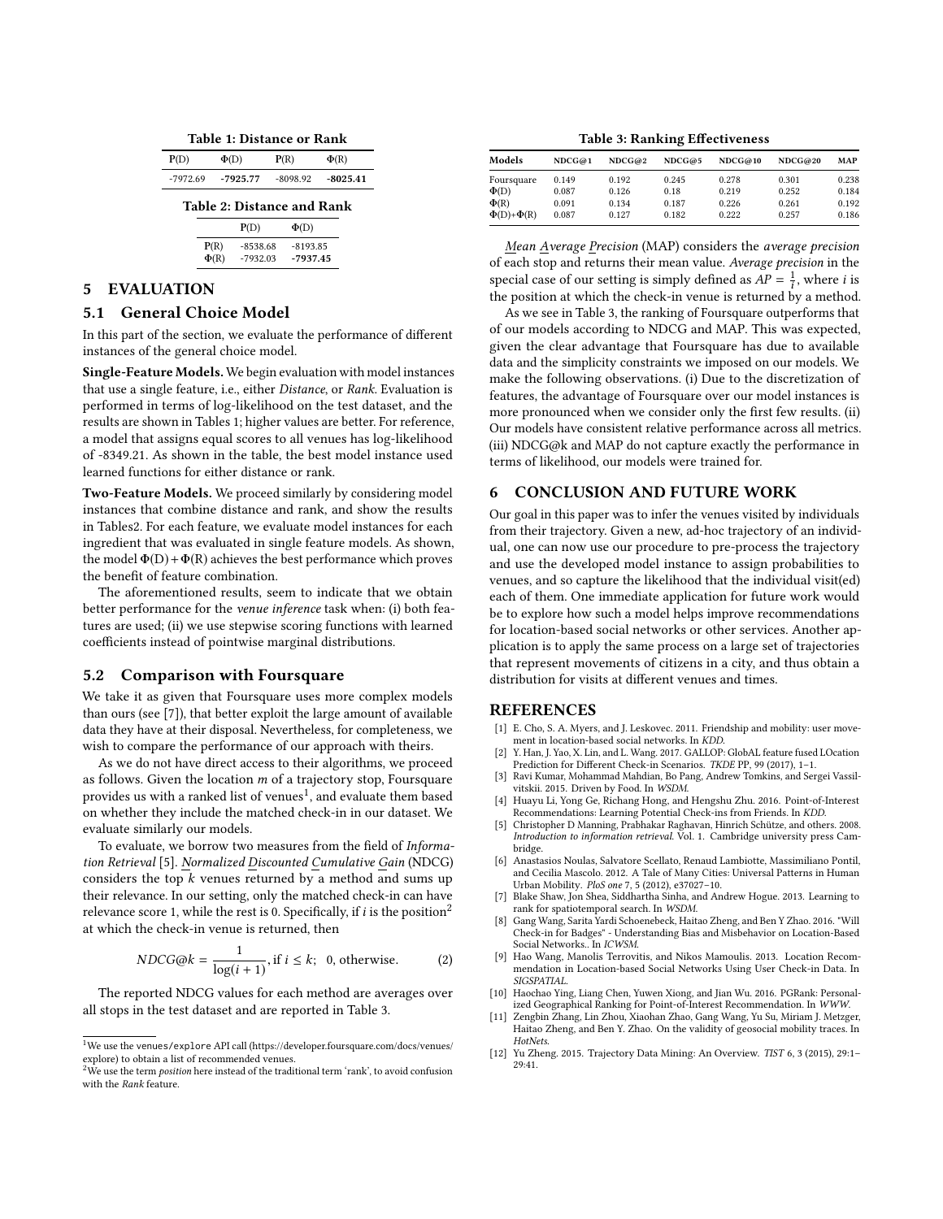**Table 1: Distance or Rank**

| **P**(D) | **Φ**(D) | **P**(R) | **Φ**(R) |
|---|---|---|---|
| -7972.69 | **-7925.77** | -8098.92 | **-8025.41** |

**Table 2: Distance and Rank**

| | **P**(D) | **Φ**(D) |
|---|---|---|
| **P**(R) | -8538.68 | -8193.85 |
| **Φ**(R) | -7932.03 | **-7937.45** |

## 5 EVALUATION

### 5.1 General Choice Model

In this part of the section, we evaluate the performance of different instances of the general choice model.

**Single-Feature Models.** We begin evaluation with model instances that use a single feature, i.e., either *Distance*, or *Rank*. Evaluation is performed in terms of log-likelihood on the test dataset, and the results are shown in Tables 1; higher values are better. For reference, a model that assigns equal scores to all venues has log-likelihood of -8349.21. As shown in the table, the best model instance used learned functions for either distance or rank.

**Two-Feature Models.** We proceed similarly by considering model instances that combine distance and rank, and show the results in Tables2. For each feature, we evaluate model instances for each ingredient that was evaluated in single feature models. As shown, the model $\Phi(D) + \Phi(R)$ achieves the best performance which proves the benefit of feature combination.

The aforementioned results, seem to indicate that we obtain better performance for the *venue inference* task when: (i) both features are used; (ii) we use stepwise scoring functions with learned coefficients instead of pointwise marginal distributions.

### 5.2 Comparison with Foursquare

We take it as given that Foursquare uses more complex models than ours (see [7]), that better exploit the large amount of available data they have at their disposal. Nevertheless, for completeness, we wish to compare the performance of our approach with theirs.

As we do not have direct access to their algorithms, we proceed as follows. Given the location $m$ of a trajectory stop, Foursquare provides us with a ranked list of venues[1], and evaluate them based on whether they include the matched check-in in our dataset. We evaluate similarly our models.

To evaluate, we borrow two measures from the field of *Information Retrieval* [5]. Normalized Discounted Cumulative Gain (NDCG) considers the top $k$ venues returned by a method and sums up their relevance. In our setting, only the matched check-in can have relevance score 1, while the rest is 0. Specifically, if $i$ is the position[2] at which the check-in venue is returned, then

$$NDCG@k = \frac{1}{\log(i+1)}, \text{if } i \leq k; \quad 0, \text{otherwise.} \tag{2}$$

The reported NDCG values for each method are averages over all stops in the test dataset and are reported in Table 3.

[1] We use the `venues/explore` API call (https://developer.foursquare.com/docs/venues/explore) to obtain a list of recommended venues.

[2] We use the term *position* here instead of the traditional term 'rank', to avoid confusion with the *Rank* feature.

**Table 3: Ranking Effectiveness**

| Models | NDCG@1 | NDCG@2 | NDCG@5 | NDCG@10 | NDCG@20 | MAP |
|---|---|---|---|---|---|---|
| Foursquare | 0.149 | 0.192 | 0.245 | 0.278 | 0.301 | 0.238 |
| **Φ**(D) | 0.087 | 0.126 | 0.18 | 0.219 | 0.252 | 0.184 |
| **Φ**(R) | 0.091 | 0.134 | 0.187 | 0.226 | 0.261 | 0.192 |
| **Φ**(D)+**Φ**(R) | 0.087 | 0.127 | 0.182 | 0.222 | 0.257 | 0.186 |

Mean Average Precision (MAP) considers the *average precision* of each stop and returns their mean value. *Average precision* in the special case of our setting is simply defined as $AP = \frac{1}{i}$, where $i$ is the position at which the check-in venue is returned by a method.

As we see in Table 3, the ranking of Foursquare outperforms that of our models according to NDCG and MAP. This was expected, given the clear advantage that Foursquare has due to available data and the simplicity constraints we imposed on our models. We make the following observations. (i) Due to the discretization of features, the advantage of Foursquare over our model instances is more pronounced when we consider only the first few results. (ii) Our models have consistent relative performance across all metrics. (iii) NDCG@k and MAP do not capture exactly the performance in terms of likelihood, our models were trained for.

## 6 CONCLUSION AND FUTURE WORK

Our goal in this paper was to infer the venues visited by individuals from their trajectory. Given a new, ad-hoc trajectory of an individual, one can now use our procedure to pre-process the trajectory and use the developed model instance to assign probabilities to venues, and so capture the likelihood that the individual visit(ed) each of them. One immediate application for future work would be to explore how such a model helps improve recommendations for location-based social networks or other services. Another application is to apply the same process on a large set of trajectories that represent movements of citizens in a city, and thus obtain a distribution for visits at different venues and times.

## REFERENCES

[1] E. Cho, S. A. Myers, and J. Leskovec. 2011. Friendship and mobility: user movement in location-based social networks. In *KDD*.

[2] Y. Han, J. Yao, X. Lin, and L. Wang. 2017. GALLOP: GlobAL feature fused LOcation Prediction for Different Check-in Scenarios. *TKDE* PP, 99 (2017), 1–1.

[3] Ravi Kumar, Mohammad Mahdian, Bo Pang, Andrew Tomkins, and Sergei Vassilvitskii. 2015. Driven by Food. In *WSDM*.

[4] Huayu Li, Yong Ge, Richang Hong, and Hengshu Zhu. 2016. Point-of-Interest Recommendations: Learning Potential Check-ins from Friends. In *KDD*.

[5] Christopher D Manning, Prabhakar Raghavan, Hinrich Schütze, and others. 2008. *Introduction to information retrieval*. Vol. 1. Cambridge university press Cambridge.

[6] Anastasios Noulas, Salvatore Scellato, Renaud Lambiotte, Massimiliano Pontil, and Cecilia Mascolo. 2012. A Tale of Many Cities: Universal Patterns in Human Urban Mobility. *PloS one* 7, 5 (2012), e37027–10.

[7] Blake Shaw, Jon Shea, Siddhartha Sinha, and Andrew Hogue. 2013. Learning to rank for spatiotemporal search. In *WSDM*.

[8] Gang Wang, Sarita Yardi Schoenebeck, Haitao Zheng, and Ben Y Zhao. 2016. "Will Check-in for Badges" - Understanding Bias and Misbehavior on Location-Based Social Networks.. In *ICWSM*.

[9] Hao Wang, Manolis Terrovitis, and Nikos Mamoulis. 2013. Location Recommendation in Location-based Social Networks Using User Check-in Data. In *SIGSPATIAL*.

[10] Haochao Ying, Liang Chen, Yuwen Xiong, and Jian Wu. 2016. PGRank: Personalized Geographical Ranking for Point-of-Interest Recommendation. In *WWW*.

[11] Zengbin Zhang, Lin Zhou, Xiaohan Zhao, Gang Wang, Yu Su, Miriam J. Metzger, Haitao Zheng, and Ben Y. Zhao. On the validity of geosocial mobility traces. In *HotNets*.

[12] Yu Zheng. 2015. Trajectory Data Mining: An Overview. *TIST* 6, 3 (2015), 29:1–29:41.